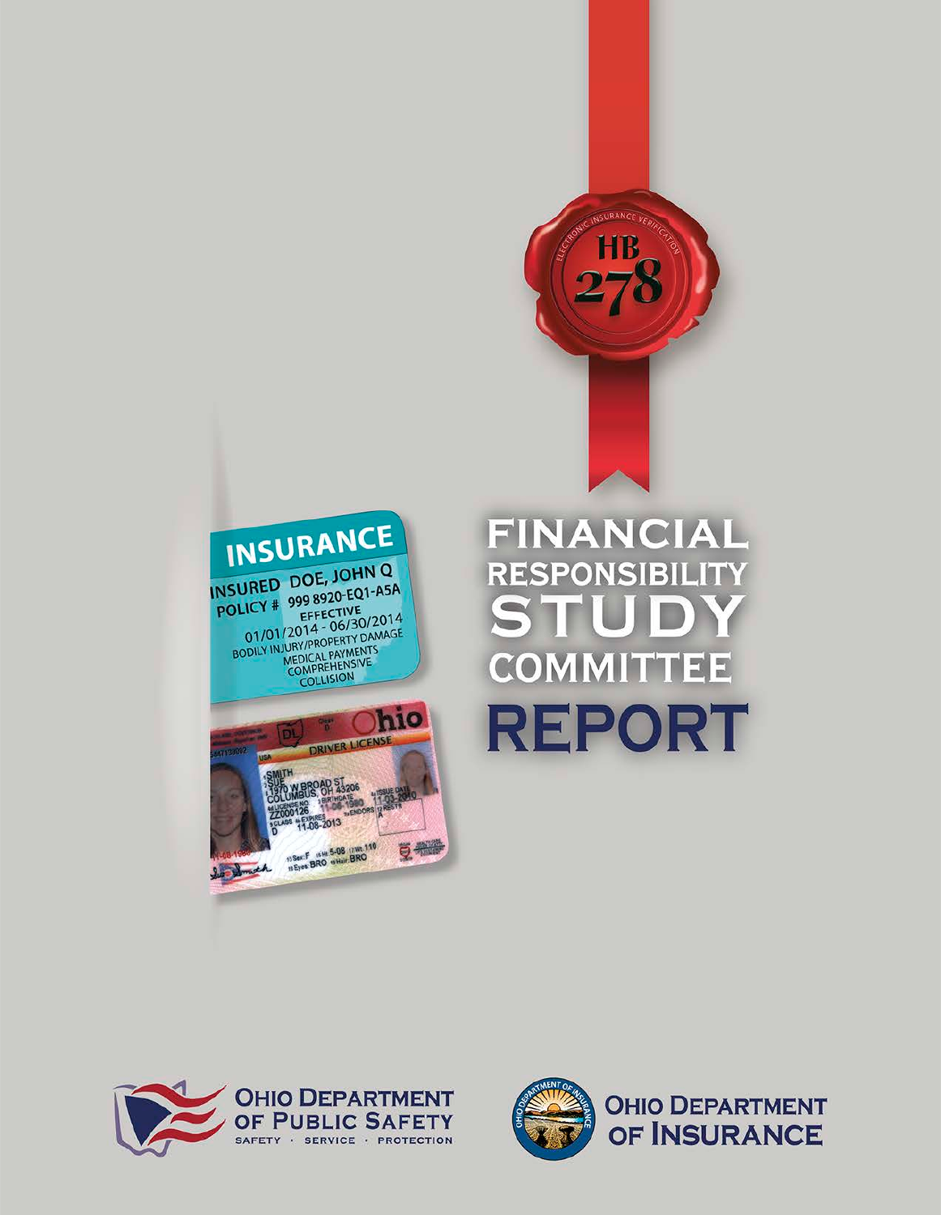# FINANCIAL RESPONSIBILITY STUDY COMMITTEE REPORT

HB 278

ELECTRONIC INSURANCE VERIFICATION

OHIO DEPARTMENT OF PUBLIC SAFETY

SAFETY · SERVICE · PROTECTION

OHIO DEPARTMENT OF INSURANCE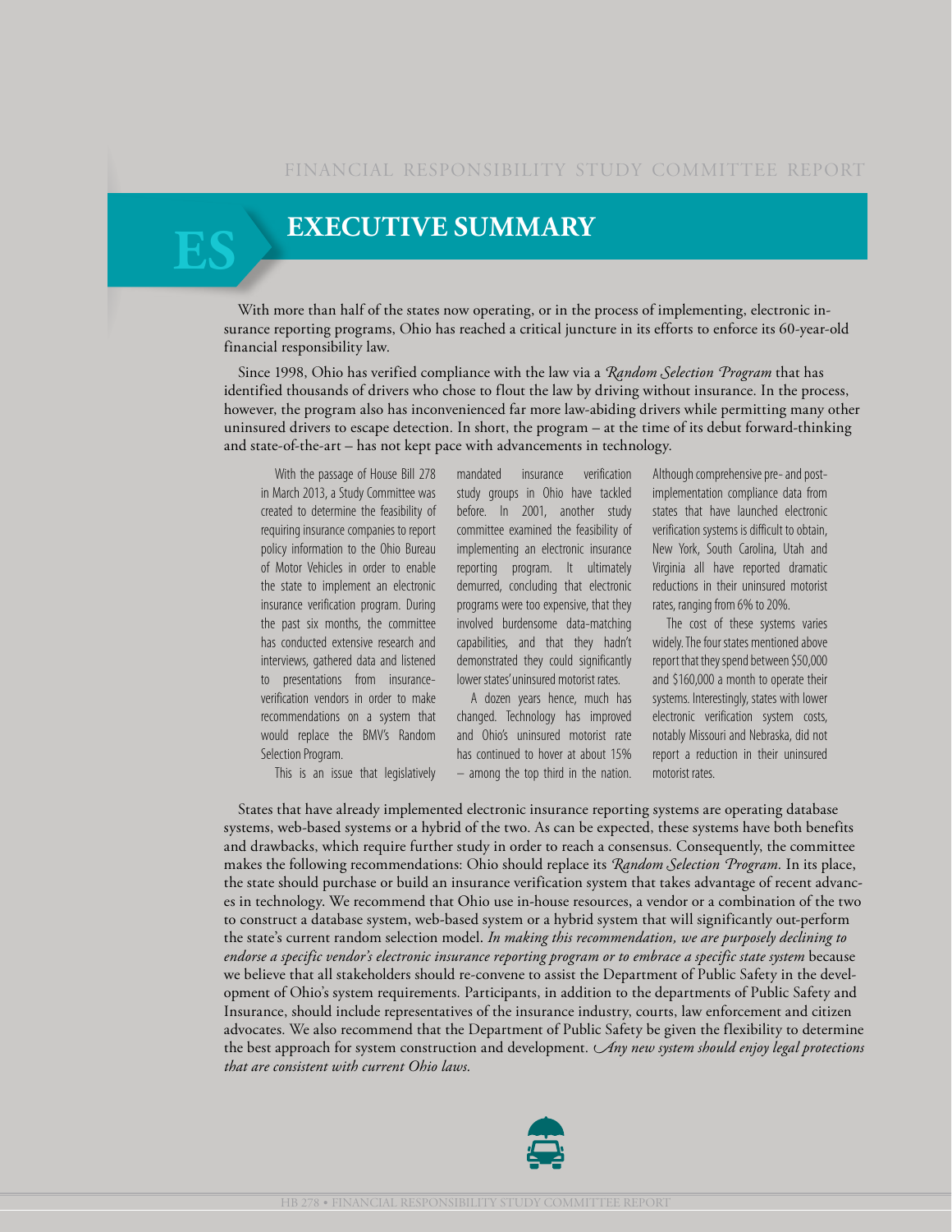# EXECUTIVE SUMMARY

With more than half of the states now operating, or in the process of implementing, electronic insurance reporting programs, Ohio has reached a critical juncture in its efforts to enforce its 60-year-old financial responsibility law.

Since 1998, Ohio has verified compliance with the law via a *Random Selection Program* that has identified thousands of drivers who chose to flout the law by driving without insurance. In the process, however, the program also has inconvenienced far more law-abiding drivers while permitting many other uninsured drivers to escape detection. In short, the program – at the time of its debut forward-thinking and state-of-the-art – has not kept pace with advancements in technology.

With the passage of House Bill 278 in March 2013, a Study Committee was created to determine the feasibility of requiring insurance companies to report policy information to the Ohio Bureau of Motor Vehicles in order to enable the state to implement an electronic insurance verification program. During the past six months, the committee has conducted extensive research and interviews, gathered data and listened to presentations from insurance-verification vendors in order to make recommendations on a system that would replace the BMV's Random Selection Program.

This is an issue that legislatively mandated insurance verification study groups in Ohio have tackled before. In 2001, another study committee examined the feasibility of implementing an electronic insurance reporting program. It ultimately demurred, concluding that electronic programs were too expensive, that they involved burdensome data-matching capabilities, and that they hadn't demonstrated they could significantly lower states' uninsured motorist rates.

A dozen years hence, much has changed. Technology has improved and Ohio's uninsured motorist rate has continued to hover at about 15% – among the top third in the nation. Although comprehensive pre- and post-implementation compliance data from states that have launched electronic verification systems is difficult to obtain, New York, South Carolina, Utah and Virginia all have reported dramatic reductions in their uninsured motorist rates, ranging from 6% to 20%.

The cost of these systems varies widely. The four states mentioned above report that they spend between $50,000 and $160,000 a month to operate their systems. Interestingly, states with lower electronic verification system costs, notably Missouri and Nebraska, did not report a reduction in their uninsured motorist rates.

States that have already implemented electronic insurance reporting systems are operating database systems, web-based systems or a hybrid of the two. As can be expected, these systems have both benefits and drawbacks, which require further study in order to reach a consensus. Consequently, the committee makes the following recommendations: Ohio should replace its *Random Selection Program*. In its place, the state should purchase or build an insurance verification system that takes advantage of recent advances in technology. We recommend that Ohio use in-house resources, a vendor or a combination of the two to construct a database system, web-based system or a hybrid system that will significantly out-perform the state's current random selection model. *In making this recommendation, we are purposely declining to endorse a specific vendor's electronic insurance reporting program or to embrace a specific state system* because we believe that all stakeholders should re-convene to assist the Department of Public Safety in the development of Ohio's system requirements. Participants, in addition to the departments of Public Safety and Insurance, should include representatives of the insurance industry, courts, law enforcement and citizen advocates. We also recommend that the Department of Public Safety be given the flexibility to determine the best approach for system construction and development. *Any new system should enjoy legal protections that are consistent with current Ohio laws.*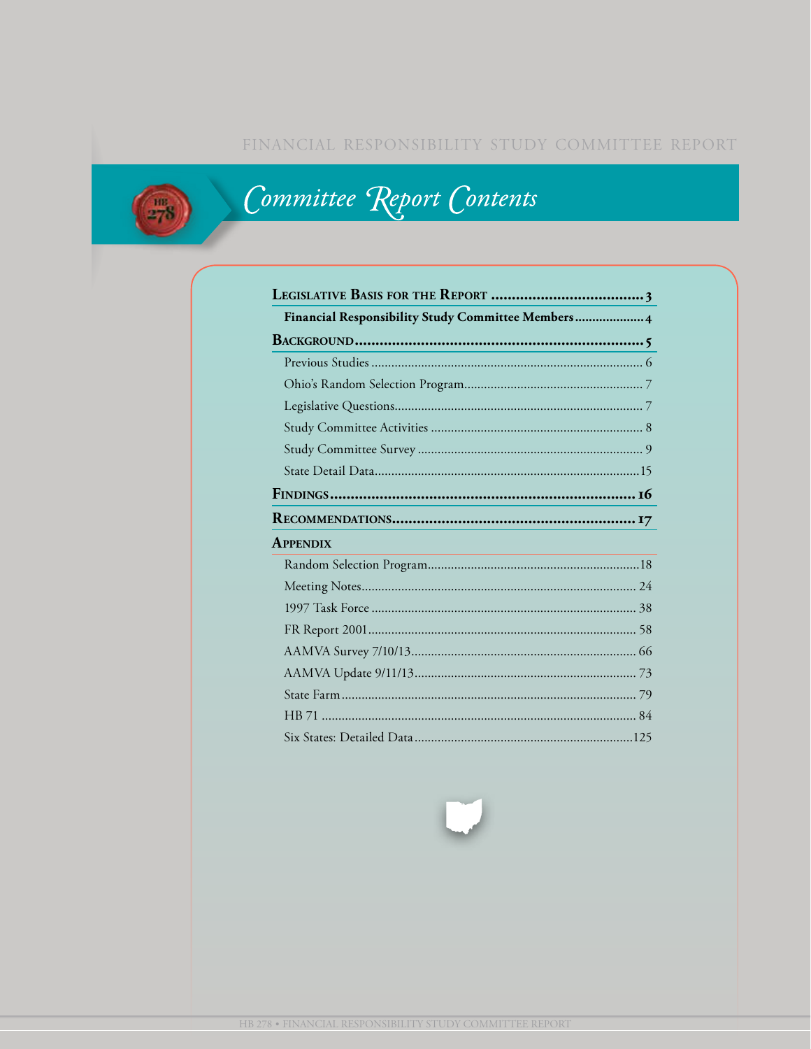# Committee Report Contents

| | |
|---|---|
| **Legislative Basis for the Report** | **3** |
| **Financial Responsibility Study Committee Members** | **4** |
| **Background** | **5** |
| Previous Studies | 6 |
| Ohio's Random Selection Program | 7 |
| Legislative Questions | 7 |
| Study Committee Activities | 8 |
| Study Committee Survey | 9 |
| State Detail Data | 15 |
| **Findings** | **16** |
| **Recommendations** | **17** |
| **Appendix** | |
| Random Selection Program | 18 |
| Meeting Notes | 24 |
| 1997 Task Force | 38 |
| FR Report 2001 | 58 |
| AAMVA Survey 7/10/13 | 66 |
| AAMVA Update 9/11/13 | 73 |
| State Farm | 79 |
| HB 71 | 84 |
| Six States: Detailed Data | 125 |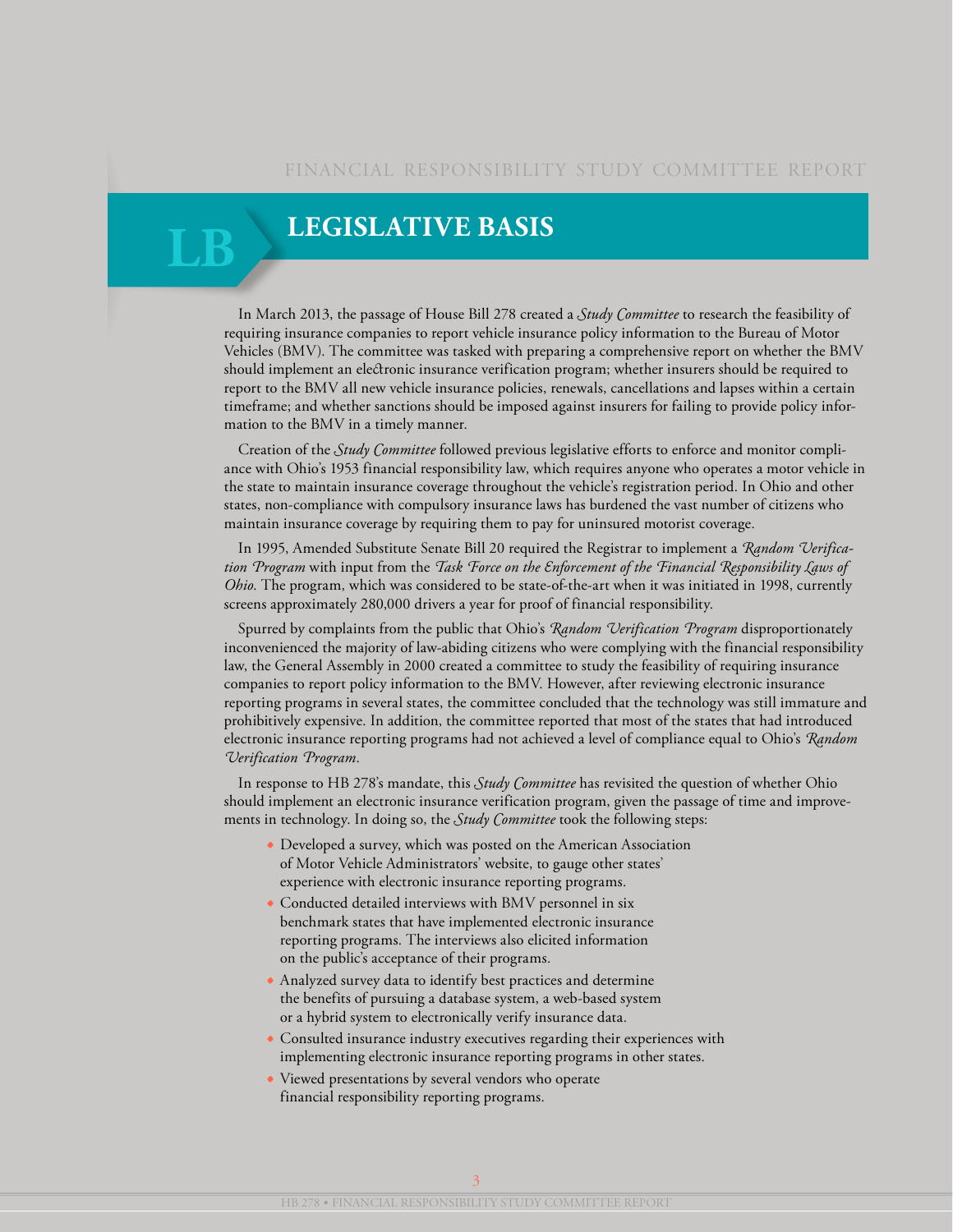# LEGISLATIVE BASIS

In March 2013, the passage of House Bill 278 created a *Study Committee* to research the feasibility of requiring insurance companies to report vehicle insurance policy information to the Bureau of Motor Vehicles (BMV). The committee was tasked with preparing a comprehensive report on whether the BMV should implement an electronic insurance verification program; whether insurers should be required to report to the BMV all new vehicle insurance policies, renewals, cancellations and lapses within a certain timeframe; and whether sanctions should be imposed against insurers for failing to provide policy information to the BMV in a timely manner.

Creation of the *Study Committee* followed previous legislative efforts to enforce and monitor compliance with Ohio's 1953 financial responsibility law, which requires anyone who operates a motor vehicle in the state to maintain insurance coverage throughout the vehicle's registration period. In Ohio and other states, non-compliance with compulsory insurance laws has burdened the vast number of citizens who maintain insurance coverage by requiring them to pay for uninsured motorist coverage.

In 1995, Amended Substitute Senate Bill 20 required the Registrar to implement a *Random Verification Program* with input from the *Task Force on the Enforcement of the Financial Responsibility Laws of Ohio*. The program, which was considered to be state-of-the-art when it was initiated in 1998, currently screens approximately 280,000 drivers a year for proof of financial responsibility.

Spurred by complaints from the public that Ohio's *Random Verification Program* disproportionately inconvenienced the majority of law-abiding citizens who were complying with the financial responsibility law, the General Assembly in 2000 created a committee to study the feasibility of requiring insurance companies to report policy information to the BMV. However, after reviewing electronic insurance reporting programs in several states, the committee concluded that the technology was still immature and prohibitively expensive. In addition, the committee reported that most of the states that had introduced electronic insurance reporting programs had not achieved a level of compliance equal to Ohio's *Random Verification Program*.

In response to HB 278's mandate, this *Study Committee* has revisited the question of whether Ohio should implement an electronic insurance verification program, given the passage of time and improvements in technology. In doing so, the *Study Committee* took the following steps:

- Developed a survey, which was posted on the American Association of Motor Vehicle Administrators' website, to gauge other states' experience with electronic insurance reporting programs.
- Conducted detailed interviews with BMV personnel in six benchmark states that have implemented electronic insurance reporting programs. The interviews also elicited information on the public's acceptance of their programs.
- Analyzed survey data to identify best practices and determine the benefits of pursuing a database system, a web-based system or a hybrid system to electronically verify insurance data.
- Consulted insurance industry executives regarding their experiences with implementing electronic insurance reporting programs in other states.
- Viewed presentations by several vendors who operate financial responsibility reporting programs.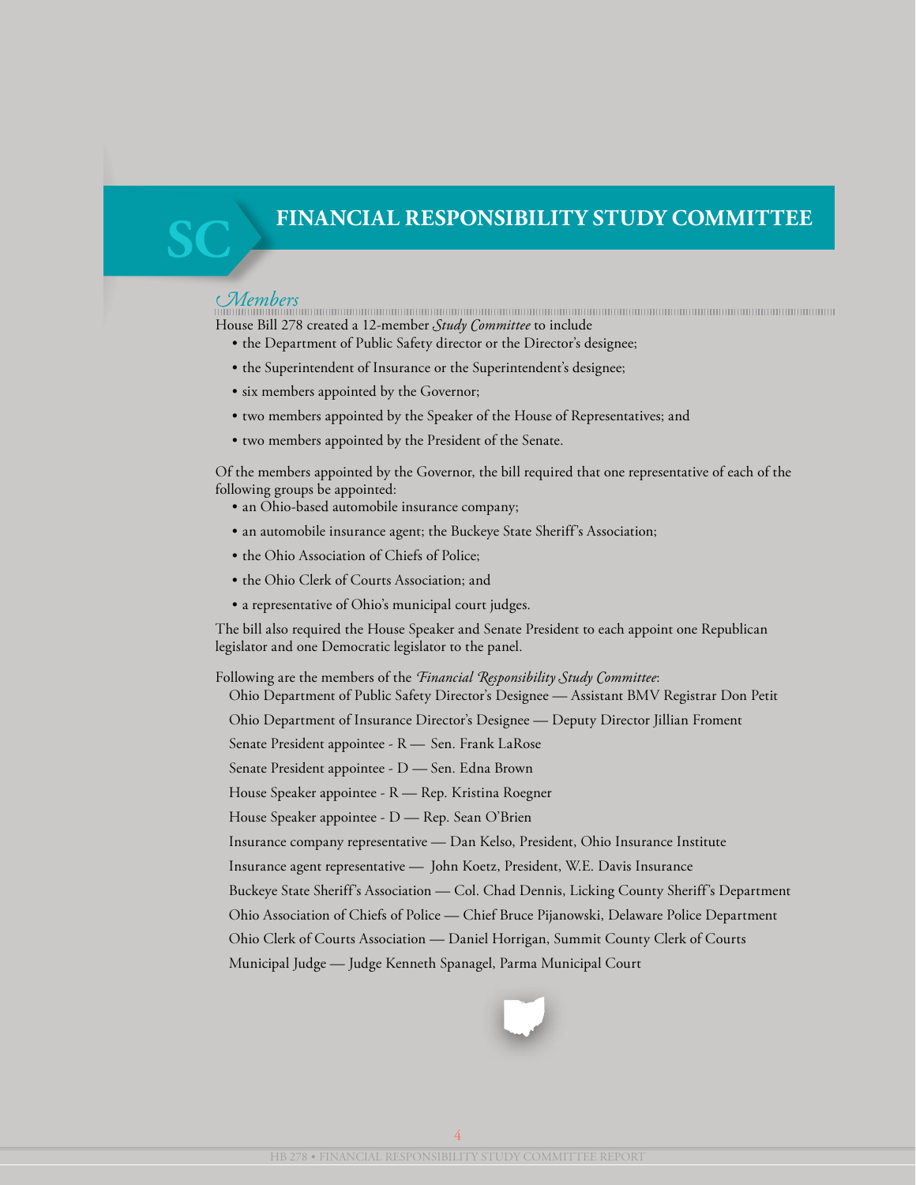# FINANCIAL RESPONSIBILITY STUDY COMMITTEE

## *Members*

House Bill 278 created a 12-member *Study Committee* to include

- the Department of Public Safety director or the Director's designee;
- the Superintendent of Insurance or the Superintendent's designee;
- six members appointed by the Governor;
- two members appointed by the Speaker of the House of Representatives; and
- two members appointed by the President of the Senate.

Of the members appointed by the Governor, the bill required that one representative of each of the following groups be appointed:

- an Ohio-based automobile insurance company;
- an automobile insurance agent; the Buckeye State Sheriff's Association;
- the Ohio Association of Chiefs of Police;
- the Ohio Clerk of Courts Association; and
- a representative of Ohio's municipal court judges.

The bill also required the House Speaker and Senate President to each appoint one Republican legislator and one Democratic legislator to the panel.

Following are the members of the *Financial Responsibility Study Committee*:

Ohio Department of Public Safety Director's Designee — Assistant BMV Registrar Don Petit

Ohio Department of Insurance Director's Designee — Deputy Director Jillian Froment

Senate President appointee - R — Sen. Frank LaRose

Senate President appointee - D — Sen. Edna Brown

House Speaker appointee - R — Rep. Kristina Roegner

House Speaker appointee - D — Rep. Sean O'Brien

Insurance company representative — Dan Kelso, President, Ohio Insurance Institute

Insurance agent representative — John Koetz, President, W.E. Davis Insurance

Buckeye State Sheriff's Association — Col. Chad Dennis, Licking County Sheriff's Department

Ohio Association of Chiefs of Police — Chief Bruce Pijanowski, Delaware Police Department

Ohio Clerk of Courts Association — Daniel Horrigan, Summit County Clerk of Courts

Municipal Judge — Judge Kenneth Spanagel, Parma Municipal Court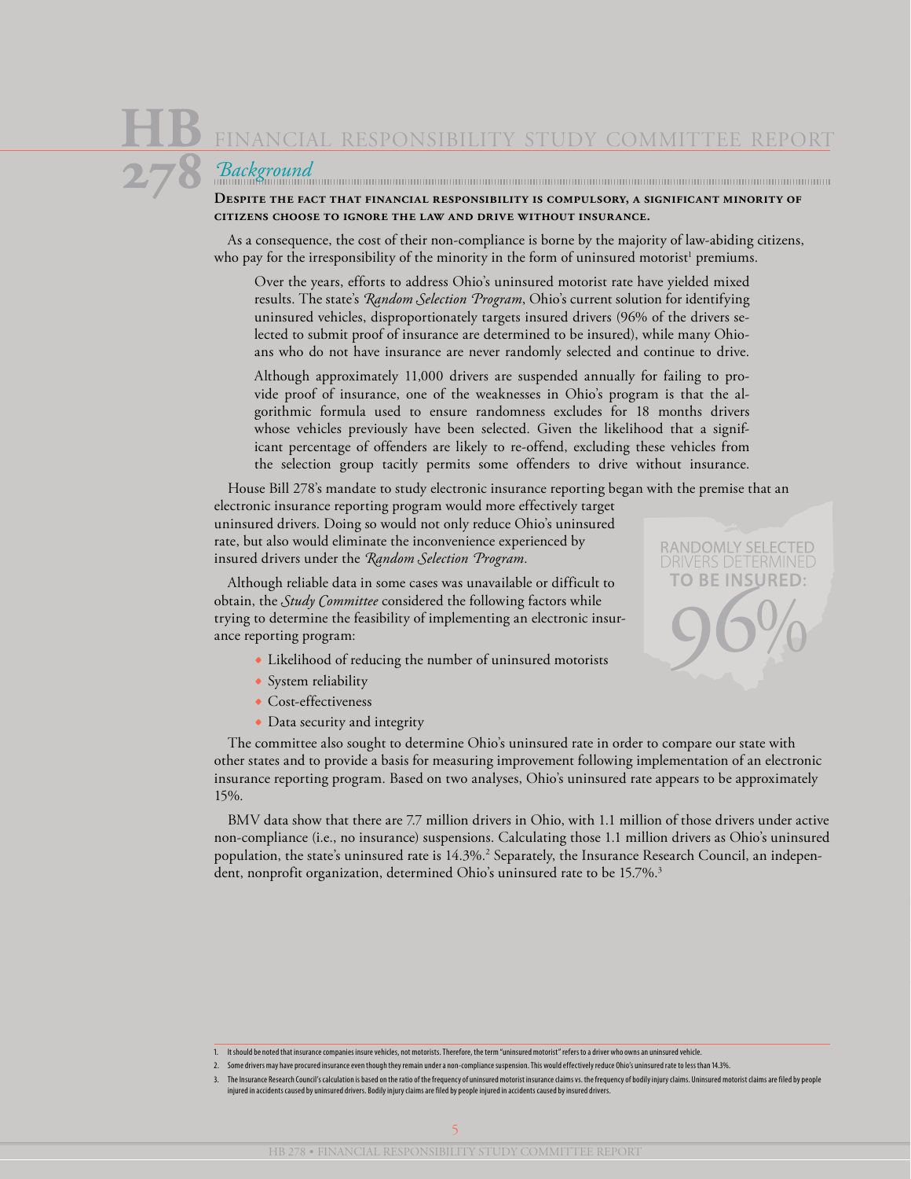# HB 278 FINANCIAL RESPONSIBILITY STUDY COMMITTEE REPORT

## *Background*

**DESPITE THE FACT THAT FINANCIAL RESPONSIBILITY IS COMPULSORY, A SIGNIFICANT MINORITY OF CITIZENS CHOOSE TO IGNORE THE LAW AND DRIVE WITHOUT INSURANCE.**

As a consequence, the cost of their non-compliance is borne by the majority of law-abiding citizens, who pay for the irresponsibility of the minority in the form of uninsured motorist[1] premiums.

> Over the years, efforts to address Ohio's uninsured motorist rate have yielded mixed results. The state's *Random Selection Program*, Ohio's current solution for identifying uninsured vehicles, disproportionately targets insured drivers (96% of the drivers selected to submit proof of insurance are determined to be insured), while many Ohioans who do not have insurance are never randomly selected and continue to drive.
>
> Although approximately 11,000 drivers are suspended annually for failing to provide proof of insurance, one of the weaknesses in Ohio's program is that the algorithmic formula used to ensure randomness excludes for 18 months drivers whose vehicles previously have been selected. Given the likelihood that a significant percentage of offenders are likely to re-offend, excluding these vehicles from the selection group tacitly permits some offenders to drive without insurance.

House Bill 278's mandate to study electronic insurance reporting began with the premise that an electronic insurance reporting program would more effectively target uninsured drivers. Doing so would not only reduce Ohio's uninsured rate, but also would eliminate the inconvenience experienced by insured drivers under the *Random Selection Program*.

RANDOMLY SELECTED DRIVERS DETERMINED **TO BE INSURED: 96%**

Although reliable data in some cases was unavailable or difficult to obtain, the *Study Committee* considered the following factors while trying to determine the feasibility of implementing an electronic insurance reporting program:

- Likelihood of reducing the number of uninsured motorists
- System reliability
- Cost-effectiveness
- Data security and integrity

The committee also sought to determine Ohio's uninsured rate in order to compare our state with other states and to provide a basis for measuring improvement following implementation of an electronic insurance reporting program. Based on two analyses, Ohio's uninsured rate appears to be approximately 15%.

BMV data show that there are 7.7 million drivers in Ohio, with 1.1 million of those drivers under active non-compliance (i.e., no insurance) suspensions. Calculating those 1.1 million drivers as Ohio's uninsured population, the state's uninsured rate is 14.3%.[2] Separately, the Insurance Research Council, an independent, nonprofit organization, determined Ohio's uninsured rate to be 15.7%.[3]

---

1. It should be noted that insurance companies insure vehicles, not motorists. Therefore, the term "uninsured motorist" refers to a driver who owns an uninsured vehicle.
2. Some drivers may have procured insurance even though they remain under a non-compliance suspension. This would effectively reduce Ohio's uninsured rate to less than 14.3%.
3. The Insurance Research Council's calculation is based on the ratio of the frequency of uninsured motorist insurance claims vs. the frequency of bodily injury claims. Uninsured motorist claims are filed by people injured in accidents caused by uninsured drivers. Bodily injury claims are filed by people injured in accidents caused by insured drivers.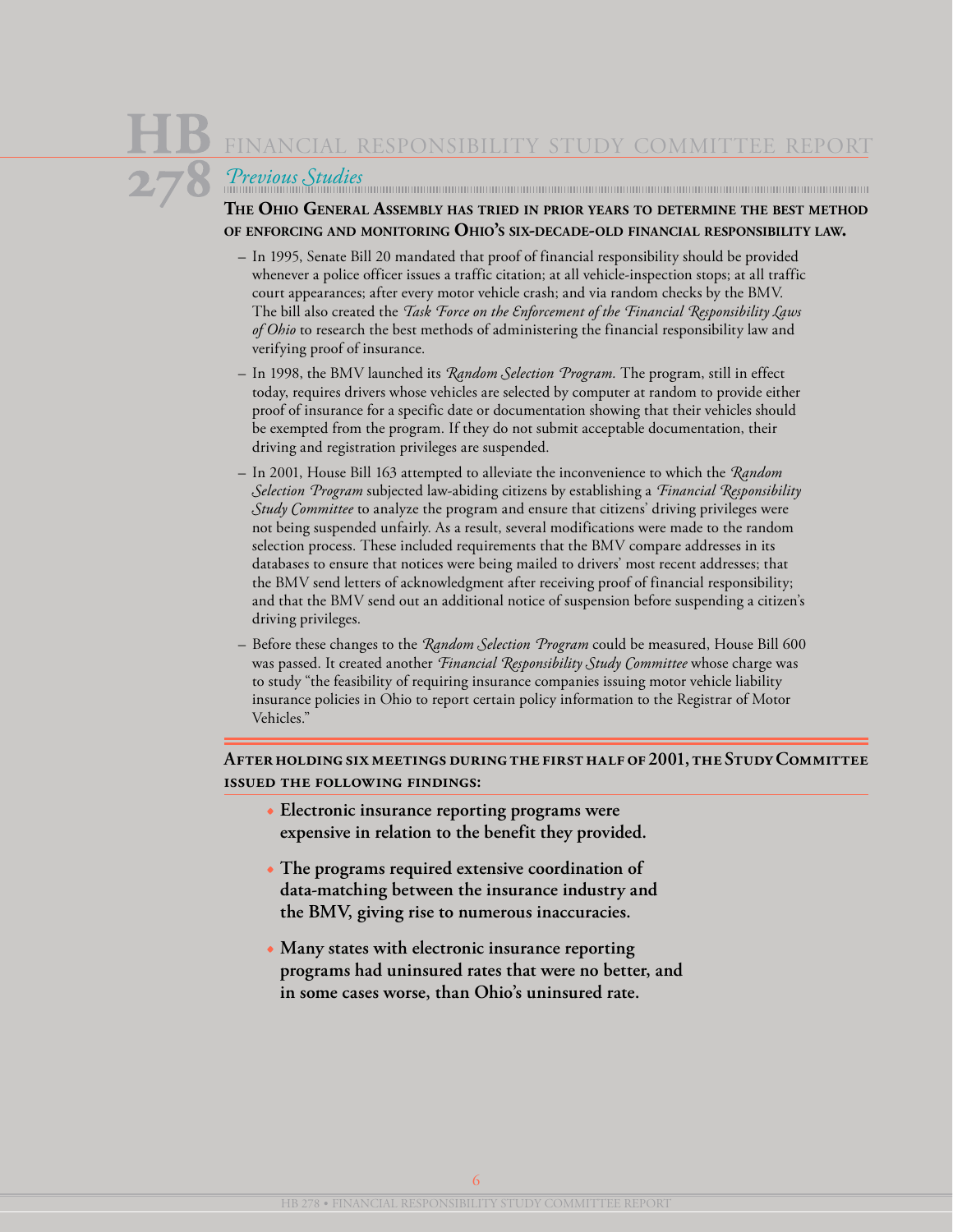## Previous Studies

**THE OHIO GENERAL ASSEMBLY HAS TRIED IN PRIOR YEARS TO DETERMINE THE BEST METHOD OF ENFORCING AND MONITORING OHIO'S SIX-DECADE-OLD FINANCIAL RESPONSIBILITY LAW.**

- In 1995, Senate Bill 20 mandated that proof of financial responsibility should be provided whenever a police officer issues a traffic citation; at all vehicle-inspection stops; at all traffic court appearances; after every motor vehicle crash; and via random checks by the BMV. The bill also created the *Task Force on the Enforcement of the Financial Responsibility Laws of Ohio* to research the best methods of administering the financial responsibility law and verifying proof of insurance.
- In 1998, the BMV launched its *Random Selection Program.* The program, still in effect today, requires drivers whose vehicles are selected by computer at random to provide either proof of insurance for a specific date or documentation showing that their vehicles should be exempted from the program. If they do not submit acceptable documentation, their driving and registration privileges are suspended.
- In 2001, House Bill 163 attempted to alleviate the inconvenience to which the *Random Selection Program* subjected law-abiding citizens by establishing a *Financial Responsibility Study Committee* to analyze the program and ensure that citizens' driving privileges were not being suspended unfairly. As a result, several modifications were made to the random selection process. These included requirements that the BMV compare addresses in its databases to ensure that notices were being mailed to drivers' most recent addresses; that the BMV send letters of acknowledgment after receiving proof of financial responsibility; and that the BMV send out an additional notice of suspension before suspending a citizen's driving privileges.
- Before these changes to the *Random Selection Program* could be measured, House Bill 600 was passed. It created another *Financial Responsibility Study Committee* whose charge was to study "the feasibility of requiring insurance companies issuing motor vehicle liability insurance policies in Ohio to report certain policy information to the Registrar of Motor Vehicles."

**AFTER HOLDING SIX MEETINGS DURING THE FIRST HALF OF 2001, THE STUDY COMMITTEE ISSUED THE FOLLOWING FINDINGS:**

- **Electronic insurance reporting programs were expensive in relation to the benefit they provided.**
- **The programs required extensive coordination of data-matching between the insurance industry and the BMV, giving rise to numerous inaccuracies.**
- **Many states with electronic insurance reporting programs had uninsured rates that were no better, and in some cases worse, than Ohio's uninsured rate.**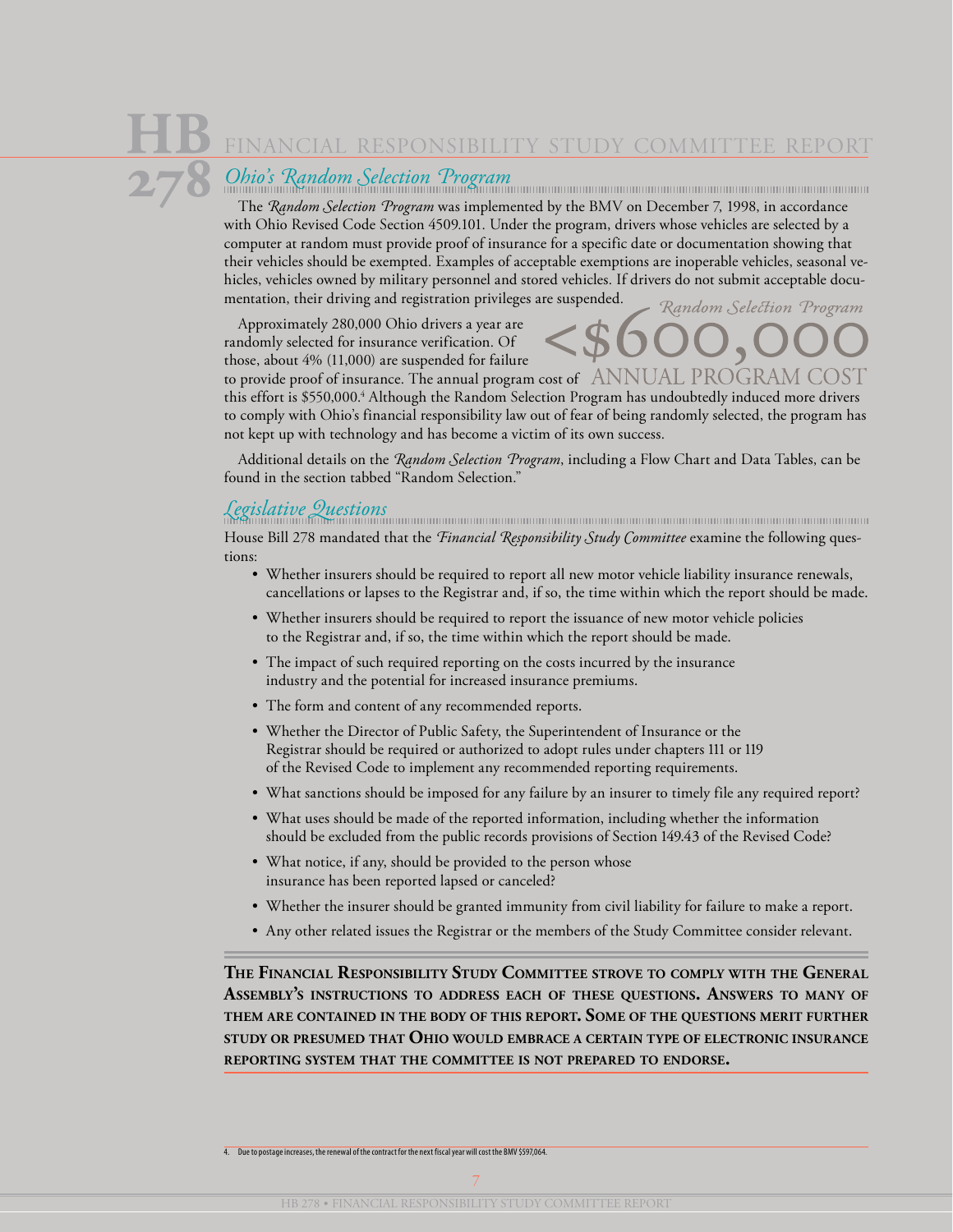## Ohio's Random Selection Program

The *Random Selection Program* was implemented by the BMV on December 7, 1998, in accordance with Ohio Revised Code Section 4509.101. Under the program, drivers whose vehicles are selected by a computer at random must provide proof of insurance for a specific date or documentation showing that their vehicles should be exempted. Examples of acceptable exemptions are inoperable vehicles, seasonal vehicles, vehicles owned by military personnel and stored vehicles. If drivers do not submit acceptable documentation, their driving and registration privileges are suspended.

*Random Selection Program*
<$600,000
ANNUAL PROGRAM COST

Approximately 280,000 Ohio drivers a year are randomly selected for insurance verification. Of those, about 4% (11,000) are suspended for failure to provide proof of insurance. The annual program cost of this effort is $550,000.[4] Although the Random Selection Program has undoubtedly induced more drivers to comply with Ohio's financial responsibility law out of fear of being randomly selected, the program has not kept up with technology and has become a victim of its own success.

Additional details on the *Random Selection Program*, including a Flow Chart and Data Tables, can be found in the section tabbed "Random Selection."

## Legislative Questions

House Bill 278 mandated that the *Financial Responsibility Study Committee* examine the following questions:

- Whether insurers should be required to report all new motor vehicle liability insurance renewals, cancellations or lapses to the Registrar and, if so, the time within which the report should be made.
- Whether insurers should be required to report the issuance of new motor vehicle policies to the Registrar and, if so, the time within which the report should be made.
- The impact of such required reporting on the costs incurred by the insurance industry and the potential for increased insurance premiums.
- The form and content of any recommended reports.
- Whether the Director of Public Safety, the Superintendent of Insurance or the Registrar should be required or authorized to adopt rules under chapters 111 or 119 of the Revised Code to implement any recommended reporting requirements.
- What sanctions should be imposed for any failure by an insurer to timely file any required report?
- What uses should be made of the reported information, including whether the information should be excluded from the public records provisions of Section 149.43 of the Revised Code?
- What notice, if any, should be provided to the person whose insurance has been reported lapsed or canceled?
- Whether the insurer should be granted immunity from civil liability for failure to make a report.
- Any other related issues the Registrar or the members of the Study Committee consider relevant.

**THE FINANCIAL RESPONSIBILITY STUDY COMMITTEE STROVE TO COMPLY WITH THE GENERAL ASSEMBLY'S INSTRUCTIONS TO ADDRESS EACH OF THESE QUESTIONS. ANSWERS TO MANY OF THEM ARE CONTAINED IN THE BODY OF THIS REPORT. SOME OF THE QUESTIONS MERIT FURTHER STUDY OR PRESUMED THAT OHIO WOULD EMBRACE A CERTAIN TYPE OF ELECTRONIC INSURANCE REPORTING SYSTEM THAT THE COMMITTEE IS NOT PREPARED TO ENDORSE.**

4. Due to postage increases, the renewal of the contract for the next fiscal year will cost the BMV $597,064.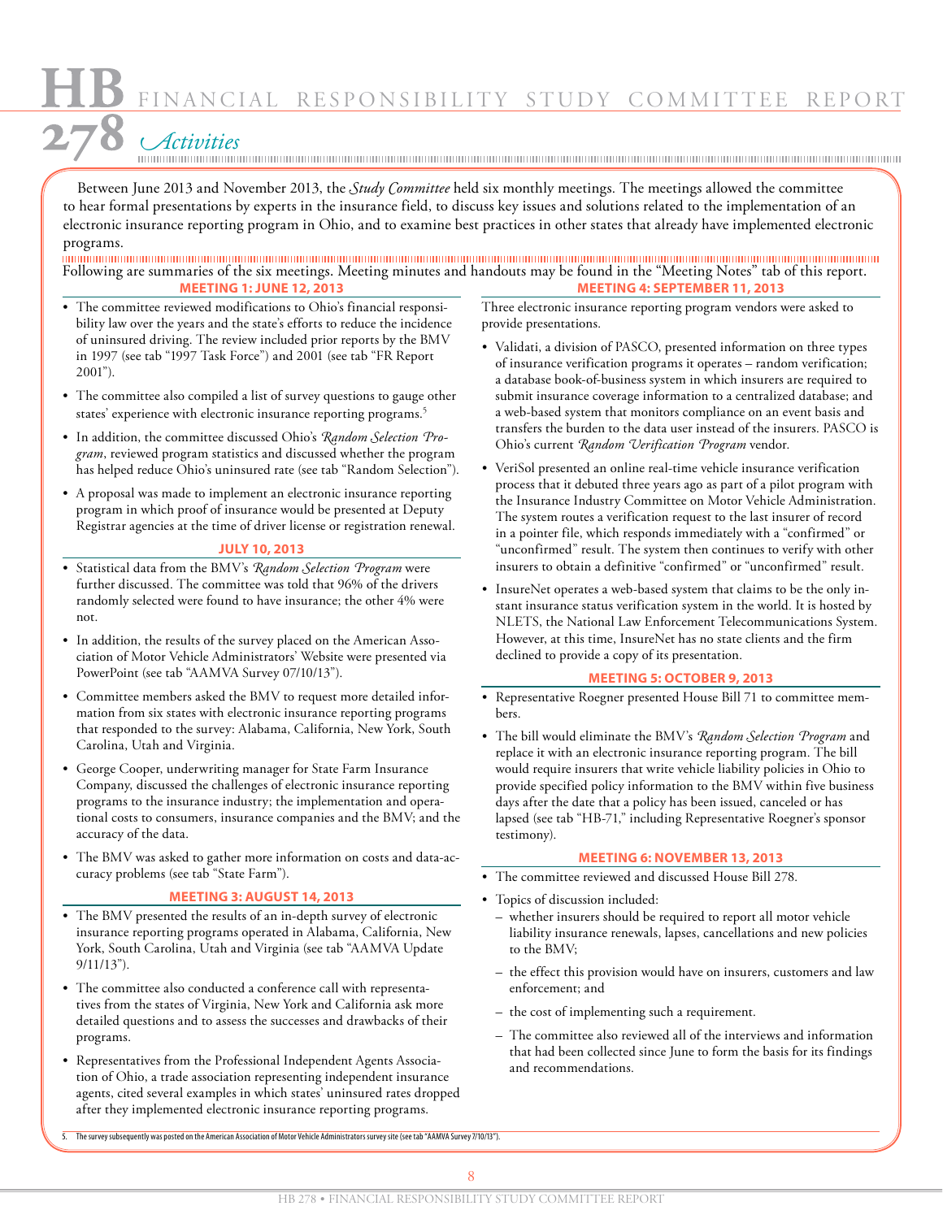## Activities

Between June 2013 and November 2013, the *Study Committee* held six monthly meetings. The meetings allowed the committee to hear formal presentations by experts in the insurance field, to discuss key issues and solutions related to the implementation of an electronic insurance reporting program in Ohio, and to examine best practices in other states that already have implemented electronic programs.

Following are summaries of the six meetings. Meeting minutes and handouts may be found in the "Meeting Notes" tab of this report.

### MEETING 1: JUNE 12, 2013

- The committee reviewed modifications to Ohio's financial responsibility law over the years and the state's efforts to reduce the incidence of uninsured driving. The review included prior reports by the BMV in 1997 (see tab "1997 Task Force") and 2001 (see tab "FR Report 2001").
- The committee also compiled a list of survey questions to gauge other states' experience with electronic insurance reporting programs.[5]
- In addition, the committee discussed Ohio's *Random Selection Program*, reviewed program statistics and discussed whether the program has helped reduce Ohio's uninsured rate (see tab "Random Selection").
- A proposal was made to implement an electronic insurance reporting program in which proof of insurance would be presented at Deputy Registrar agencies at the time of driver license or registration renewal.

### JULY 10, 2013

- Statistical data from the BMV's *Random Selection Program* were further discussed. The committee was told that 96% of the drivers randomly selected were found to have insurance; the other 4% were not.
- In addition, the results of the survey placed on the American Association of Motor Vehicle Administrators' Website were presented via PowerPoint (see tab "AAMVA Survey 07/10/13").
- Committee members asked the BMV to request more detailed information from six states with electronic insurance reporting programs that responded to the survey: Alabama, California, New York, South Carolina, Utah and Virginia.
- George Cooper, underwriting manager for State Farm Insurance Company, discussed the challenges of electronic insurance reporting programs to the insurance industry; the implementation and operational costs to consumers, insurance companies and the BMV; and the accuracy of the data.
- The BMV was asked to gather more information on costs and data-accuracy problems (see tab "State Farm").

### MEETING 3: AUGUST 14, 2013

- The BMV presented the results of an in-depth survey of electronic insurance reporting programs operated in Alabama, California, New York, South Carolina, Utah and Virginia (see tab "AAMVA Update 9/11/13").
- The committee also conducted a conference call with representatives from the states of Virginia, New York and California to ask more detailed questions and to assess the successes and drawbacks of their programs.
- Representatives from the Professional Independent Agents Association of Ohio, a trade association representing independent insurance agents, cited several examples in which states' uninsured rates dropped after they implemented electronic insurance reporting programs.

### MEETING 4: SEPTEMBER 11, 2013

Three electronic insurance reporting program vendors were asked to provide presentations.

- Validati, a division of PASCO, presented information on three types of insurance verification programs it operates – random verification; a database book-of-business system in which insurers are required to submit insurance coverage information to a centralized database; and a web-based system that monitors compliance on an event basis and transfers the burden to the data user instead of the insurers. PASCO is Ohio's current *Random Verification Program* vendor.
- VeriSol presented an online real-time vehicle insurance verification process that it debuted three years ago as part of a pilot program with the Insurance Industry Committee on Motor Vehicle Administration. The system routes a verification request to the last insurer of record in a pointer file, which responds immediately with a "confirmed" or "unconfirmed" result. The system then continues to verify with other insurers to obtain a definitive "confirmed" or "unconfirmed" result.
- InsureNet operates a web-based system that claims to be the only instant insurance status verification system in the world. It is hosted by NLETS, the National Law Enforcement Telecommunications System. However, at this time, InsureNet has no state clients and the firm declined to provide a copy of its presentation.

### MEETING 5: OCTOBER 9, 2013

- Representative Roegner presented House Bill 71 to committee members.
- The bill would eliminate the BMV's *Random Selection Program* and replace it with an electronic insurance reporting program. The bill would require insurers that write vehicle liability policies in Ohio to provide specified policy information to the BMV within five business days after the date that a policy has been issued, canceled or has lapsed (see tab "HB-71," including Representative Roegner's sponsor testimony).

### MEETING 6: NOVEMBER 13, 2013

- The committee reviewed and discussed House Bill 278.
- Topics of discussion included:
  - whether insurers should be required to report all motor vehicle liability insurance renewals, lapses, cancellations and new policies to the BMV;
  - the effect this provision would have on insurers, customers and law enforcement; and
  - the cost of implementing such a requirement.
  - The committee also reviewed all of the interviews and information that had been collected since June to form the basis for its findings and recommendations.

---

5. The survey subsequently was posted on the American Association of Motor Vehicle Administrators survey site (see tab "AAMVA Survey 7/10/13").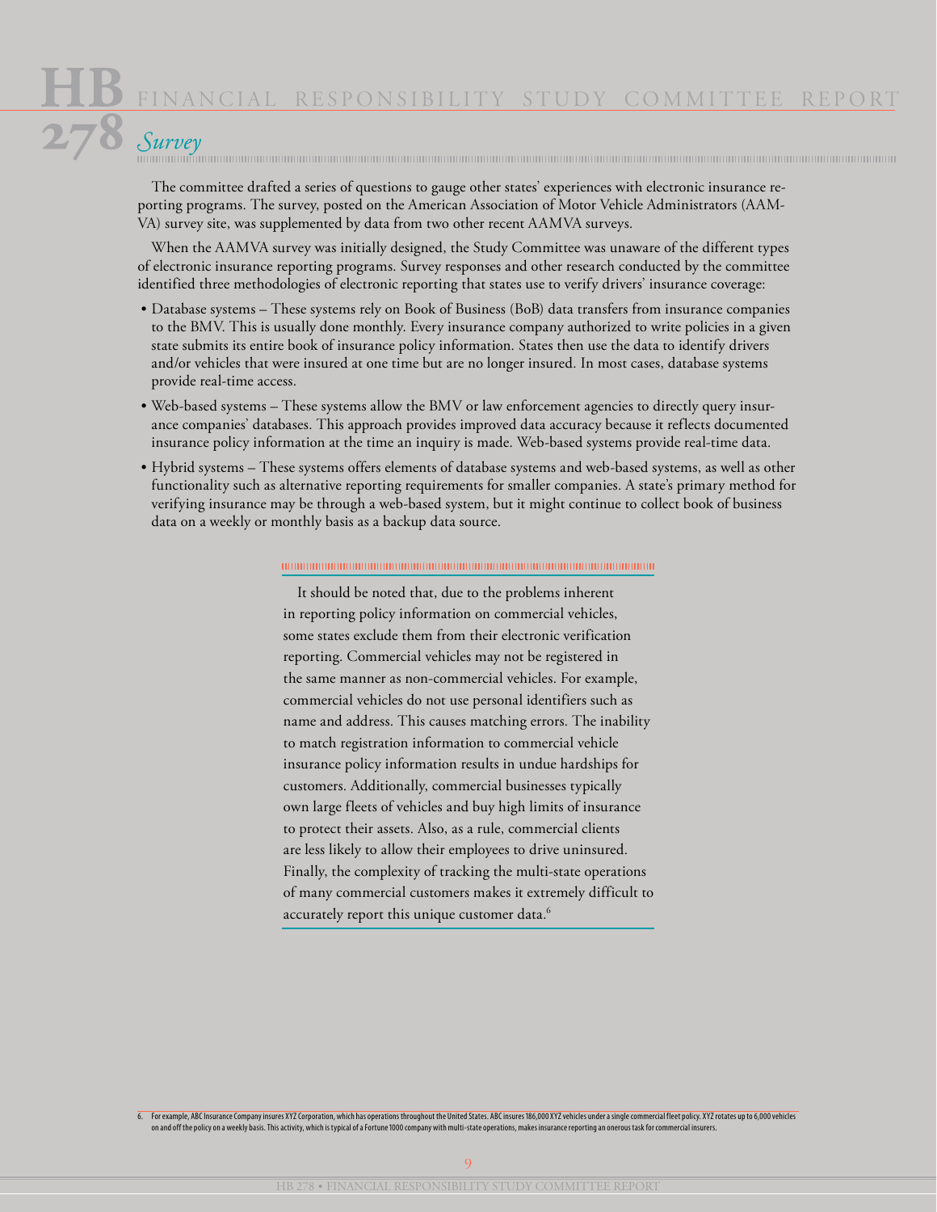## Survey

The committee drafted a series of questions to gauge other states' experiences with electronic insurance reporting programs. The survey, posted on the American Association of Motor Vehicle Administrators (AAMVA) survey site, was supplemented by data from two other recent AAMVA surveys.

When the AAMVA survey was initially designed, the Study Committee was unaware of the different types of electronic insurance reporting programs. Survey responses and other research conducted by the committee identified three methodologies of electronic reporting that states use to verify drivers' insurance coverage:

- Database systems – These systems rely on Book of Business (BoB) data transfers from insurance companies to the BMV. This is usually done monthly. Every insurance company authorized to write policies in a given state submits its entire book of insurance policy information. States then use the data to identify drivers and/or vehicles that were insured at one time but are no longer insured. In most cases, database systems provide real-time access.
- Web-based systems – These systems allow the BMV or law enforcement agencies to directly query insurance companies' databases. This approach provides improved data accuracy because it reflects documented insurance policy information at the time an inquiry is made. Web-based systems provide real-time data.
- Hybrid systems – These systems offers elements of database systems and web-based systems, as well as other functionality such as alternative reporting requirements for smaller companies. A state's primary method for verifying insurance may be through a web-based system, but it might continue to collect book of business data on a weekly or monthly basis as a backup data source.

It should be noted that, due to the problems inherent in reporting policy information on commercial vehicles, some states exclude them from their electronic verification reporting. Commercial vehicles may not be registered in the same manner as non-commercial vehicles. For example, commercial vehicles do not use personal identifiers such as name and address. This causes matching errors. The inability to match registration information to commercial vehicle insurance policy information results in undue hardships for customers. Additionally, commercial businesses typically own large fleets of vehicles and buy high limits of insurance to protect their assets. Also, as a rule, commercial clients are less likely to allow their employees to drive uninsured. Finally, the complexity of tracking the multi-state operations of many commercial customers makes it extremely difficult to accurately report this unique customer data.[6]

6. For example, ABC Insurance Company insures XYZ Corporation, which has operations throughout the United States. ABC insures 186,000 XYZ vehicles under a single commercial fleet policy. XYZ rotates up to 6,000 vehicles on and off the policy on a weekly basis. This activity, which is typical of a Fortune 1000 company with multi-state operations, makes insurance reporting an onerous task for commercial insurers.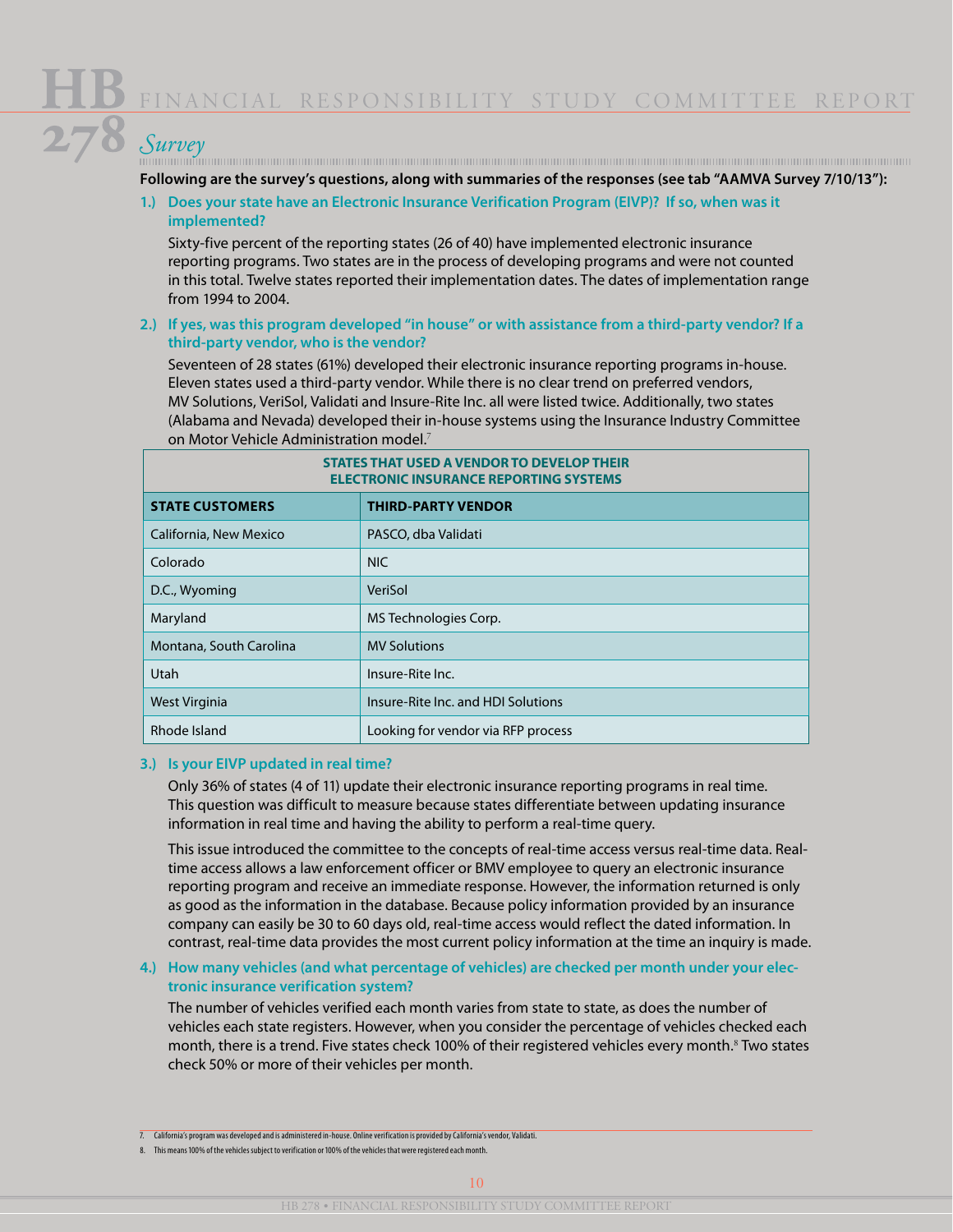## Survey

**Following are the survey's questions, along with summaries of the responses (see tab "AAMVA Survey 7/10/13"):**

**1.) Does your state have an Electronic Insurance Verification Program (EIVP)? If so, when was it implemented?**

Sixty-five percent of the reporting states (26 of 40) have implemented electronic insurance reporting programs. Two states are in the process of developing programs and were not counted in this total. Twelve states reported their implementation dates. The dates of implementation range from 1994 to 2004.

**2.) If yes, was this program developed "in house" or with assistance from a third-party vendor? If a third-party vendor, who is the vendor?**

Seventeen of 28 states (61%) developed their electronic insurance reporting programs in-house. Eleven states used a third-party vendor. While there is no clear trend on preferred vendors, MV Solutions, VeriSol, Validati and Insure-Rite Inc. all were listed twice. Additionally, two states (Alabama and Nevada) developed their in-house systems using the Insurance Industry Committee on Motor Vehicle Administration model.[7]

**STATES THAT USED A VENDOR TO DEVELOP THEIR ELECTRONIC INSURANCE REPORTING SYSTEMS**

| STATE CUSTOMERS | THIRD-PARTY VENDOR |
|---|---|
| California, New Mexico | PASCO, dba Validati |
| Colorado | NIC |
| D.C., Wyoming | VeriSol |
| Maryland | MS Technologies Corp. |
| Montana, South Carolina | MV Solutions |
| Utah | Insure-Rite Inc. |
| West Virginia | Insure-Rite Inc. and HDI Solutions |
| Rhode Island | Looking for vendor via RFP process |

**3.) Is your EIVP updated in real time?**

Only 36% of states (4 of 11) update their electronic insurance reporting programs in real time. This question was difficult to measure because states differentiate between updating insurance information in real time and having the ability to perform a real-time query.

This issue introduced the committee to the concepts of real-time access versus real-time data. Real-time access allows a law enforcement officer or BMV employee to query an electronic insurance reporting program and receive an immediate response. However, the information returned is only as good as the information in the database. Because policy information provided by an insurance company can easily be 30 to 60 days old, real-time access would reflect the dated information. In contrast, real-time data provides the most current policy information at the time an inquiry is made.

**4.) How many vehicles (and what percentage of vehicles) are checked per month under your electronic insurance verification system?**

The number of vehicles verified each month varies from state to state, as does the number of vehicles each state registers. However, when you consider the percentage of vehicles checked each month, there is a trend. Five states check 100% of their registered vehicles every month.[8] Two states check 50% or more of their vehicles per month.

---

7. California's program was developed and is administered in-house. Online verification is provided by California's vendor, Validati.

8. This means 100% of the vehicles subject to verification or 100% of the vehicles that were registered each month.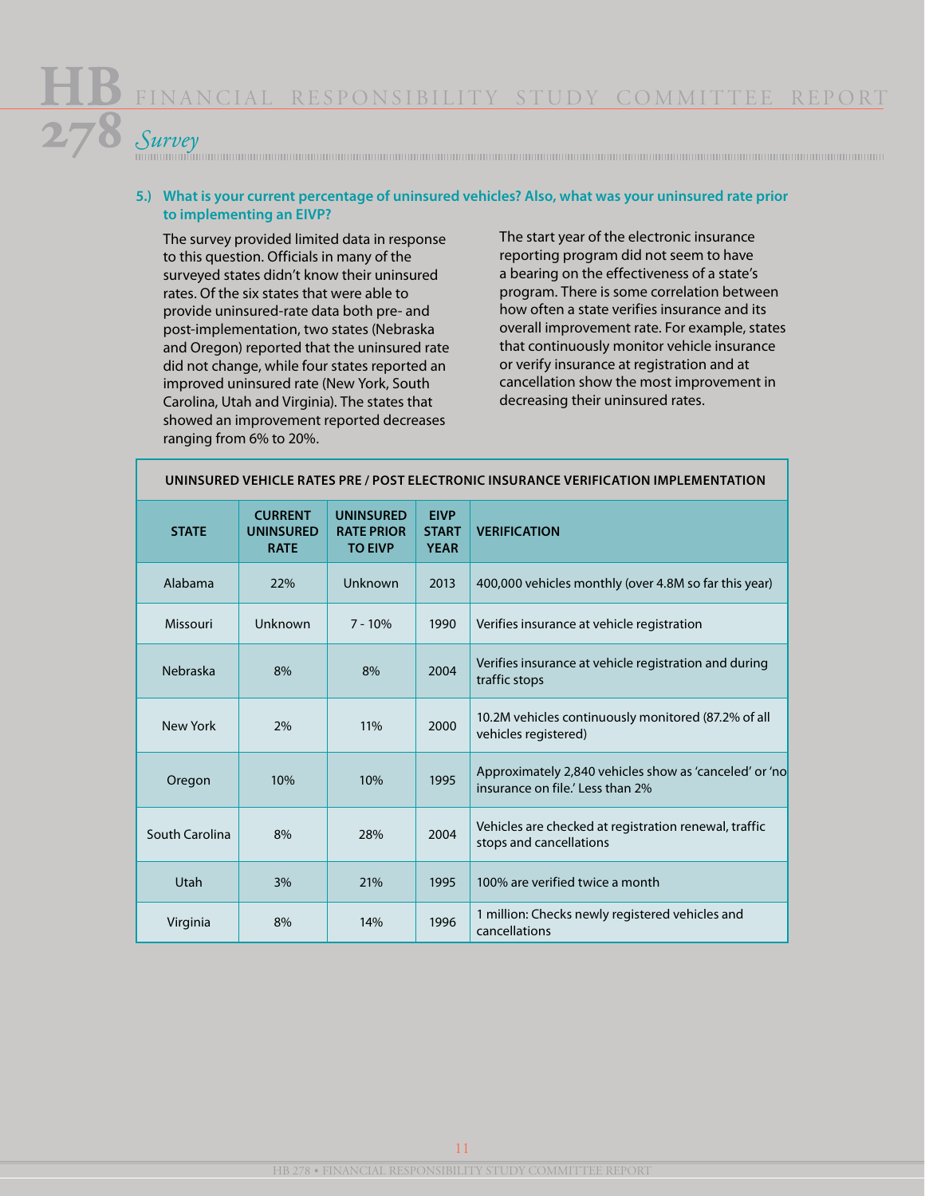## Survey

**5.) What is your current percentage of uninsured vehicles? Also, what was your uninsured rate prior to implementing an EIVP?**

The survey provided limited data in response to this question. Officials in many of the surveyed states didn't know their uninsured rates. Of the six states that were able to provide uninsured-rate data both pre- and post-implementation, two states (Nebraska and Oregon) reported that the uninsured rate did not change, while four states reported an improved uninsured rate (New York, South Carolina, Utah and Virginia). The states that showed an improvement reported decreases ranging from 6% to 20%.

The start year of the electronic insurance reporting program did not seem to have a bearing on the effectiveness of a state's program. There is some correlation between how often a state verifies insurance and its overall improvement rate. For example, states that continuously monitor vehicle insurance or verify insurance at registration and at cancellation show the most improvement in decreasing their uninsured rates.

**UNINSURED VEHICLE RATES PRE / POST ELECTRONIC INSURANCE VERIFICATION IMPLEMENTATION**

| STATE | CURRENT UNINSURED RATE | UNINSURED RATE PRIOR TO EIVP | EIVP START YEAR | VERIFICATION |
|---|---|---|---|---|
| Alabama | 22% | Unknown | 2013 | 400,000 vehicles monthly (over 4.8M so far this year) |
| Missouri | Unknown | 7 - 10% | 1990 | Verifies insurance at vehicle registration |
| Nebraska | 8% | 8% | 2004 | Verifies insurance at vehicle registration and during traffic stops |
| New York | 2% | 11% | 2000 | 10.2M vehicles continuously monitored (87.2% of all vehicles registered) |
| Oregon | 10% | 10% | 1995 | Approximately 2,840 vehicles show as 'canceled' or 'no insurance on file.' Less than 2% |
| South Carolina | 8% | 28% | 2004 | Vehicles are checked at registration renewal, traffic stops and cancellations |
| Utah | 3% | 21% | 1995 | 100% are verified twice a month |
| Virginia | 8% | 14% | 1996 | 1 million: Checks newly registered vehicles and cancellations |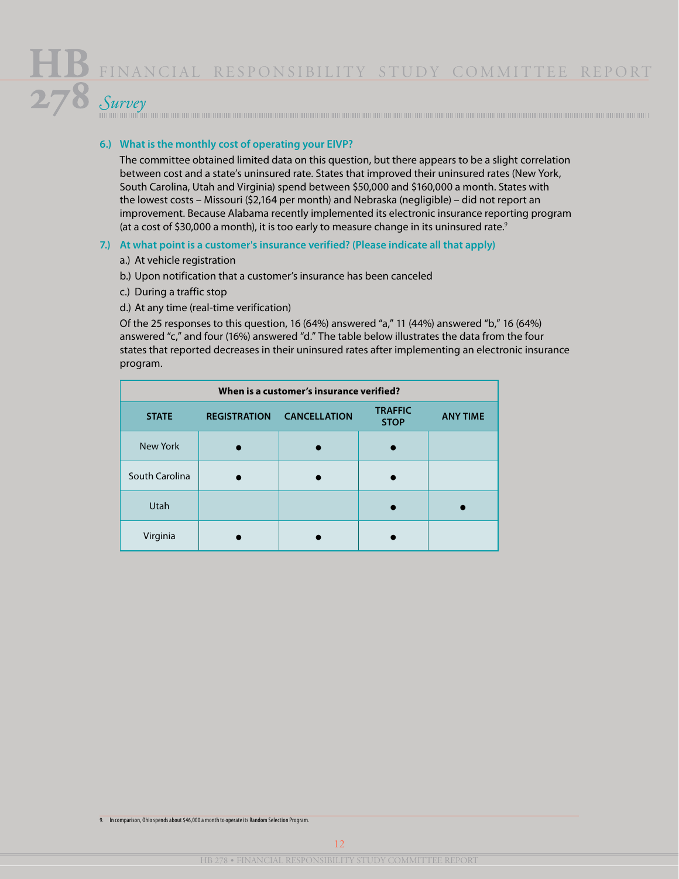## Survey

**6.) What is the monthly cost of operating your EIVP?**

The committee obtained limited data on this question, but there appears to be a slight correlation between cost and a state's uninsured rate. States that improved their uninsured rates (New York, South Carolina, Utah and Virginia) spend between $50,000 and $160,000 a month. States with the lowest costs – Missouri ($2,164 per month) and Nebraska (negligible) – did not report an improvement. Because Alabama recently implemented its electronic insurance reporting program (at a cost of $30,000 a month), it is too early to measure change in its uninsured rate.[9]

**7.) At what point is a customer's insurance verified? (Please indicate all that apply)**

a.) At vehicle registration

b.) Upon notification that a customer's insurance has been canceled

c.) During a traffic stop

d.) At any time (real-time verification)

Of the 25 responses to this question, 16 (64%) answered "a," 11 (44%) answered "b," 16 (64%) answered "c," and four (16%) answered "d." The table below illustrates the data from the four states that reported decreases in their uninsured rates after implementing an electronic insurance program.

**When is a customer's insurance verified?**

| STATE | REGISTRATION | CANCELLATION | TRAFFIC STOP | ANY TIME |
|---|---|---|---|---|
| New York | ● | ● | ● | |
| South Carolina | ● | ● | ● | |
| Utah | | | ● | ● |
| Virginia | ● | ● | ● | |

9. In comparison, Ohio spends about $46,000 a month to operate its Random Selection Program.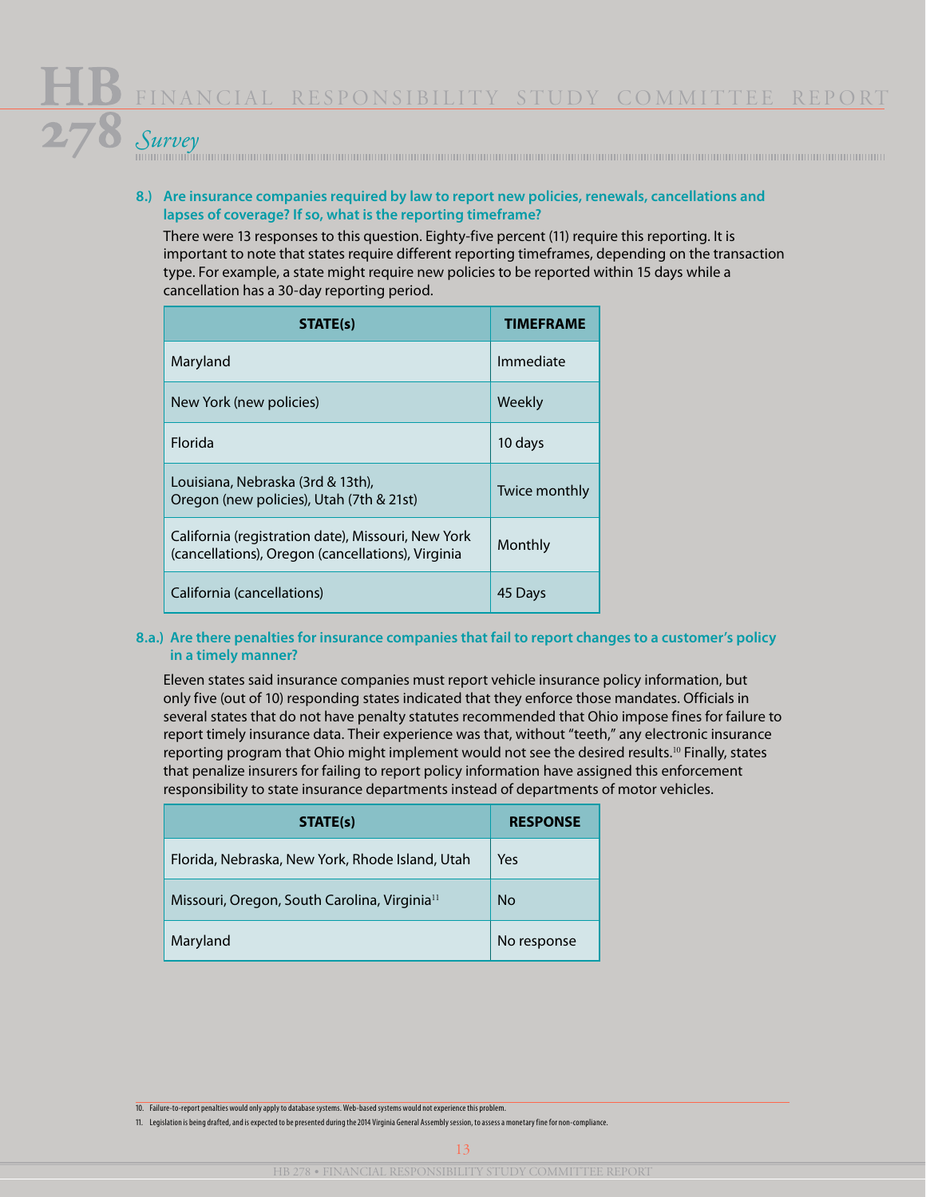## Survey

**8.) Are insurance companies required by law to report new policies, renewals, cancellations and lapses of coverage? If so, what is the reporting timeframe?**

There were 13 responses to this question. Eighty-five percent (11) require this reporting. It is important to note that states require different reporting timeframes, depending on the transaction type. For example, a state might require new policies to be reported within 15 days while a cancellation has a 30-day reporting period.

| STATE(s) | TIMEFRAME |
|---|---|
| Maryland | Immediate |
| New York (new policies) | Weekly |
| Florida | 10 days |
| Louisiana, Nebraska (3rd & 13th), Oregon (new policies), Utah (7th & 21st) | Twice monthly |
| California (registration date), Missouri, New York (cancellations), Oregon (cancellations), Virginia | Monthly |
| California (cancellations) | 45 Days |

**8.a.) Are there penalties for insurance companies that fail to report changes to a customer's policy in a timely manner?**

Eleven states said insurance companies must report vehicle insurance policy information, but only five (out of 10) responding states indicated that they enforce those mandates. Officials in several states that do not have penalty statutes recommended that Ohio impose fines for failure to report timely insurance data. Their experience was that, without "teeth," any electronic insurance reporting program that Ohio might implement would not see the desired results.[10] Finally, states that penalize insurers for failing to report policy information have assigned this enforcement responsibility to state insurance departments instead of departments of motor vehicles.

| STATE(s) | RESPONSE |
|---|---|
| Florida, Nebraska, New York, Rhode Island, Utah | Yes |
| Missouri, Oregon, South Carolina, Virginia[11] | No |
| Maryland | No response |

10. Failure-to-report penalties would only apply to database systems. Web-based systems would not experience this problem.

11. Legislation is being drafted, and is expected to be presented during the 2014 Virginia General Assembly session, to assess a monetary fine for non-compliance.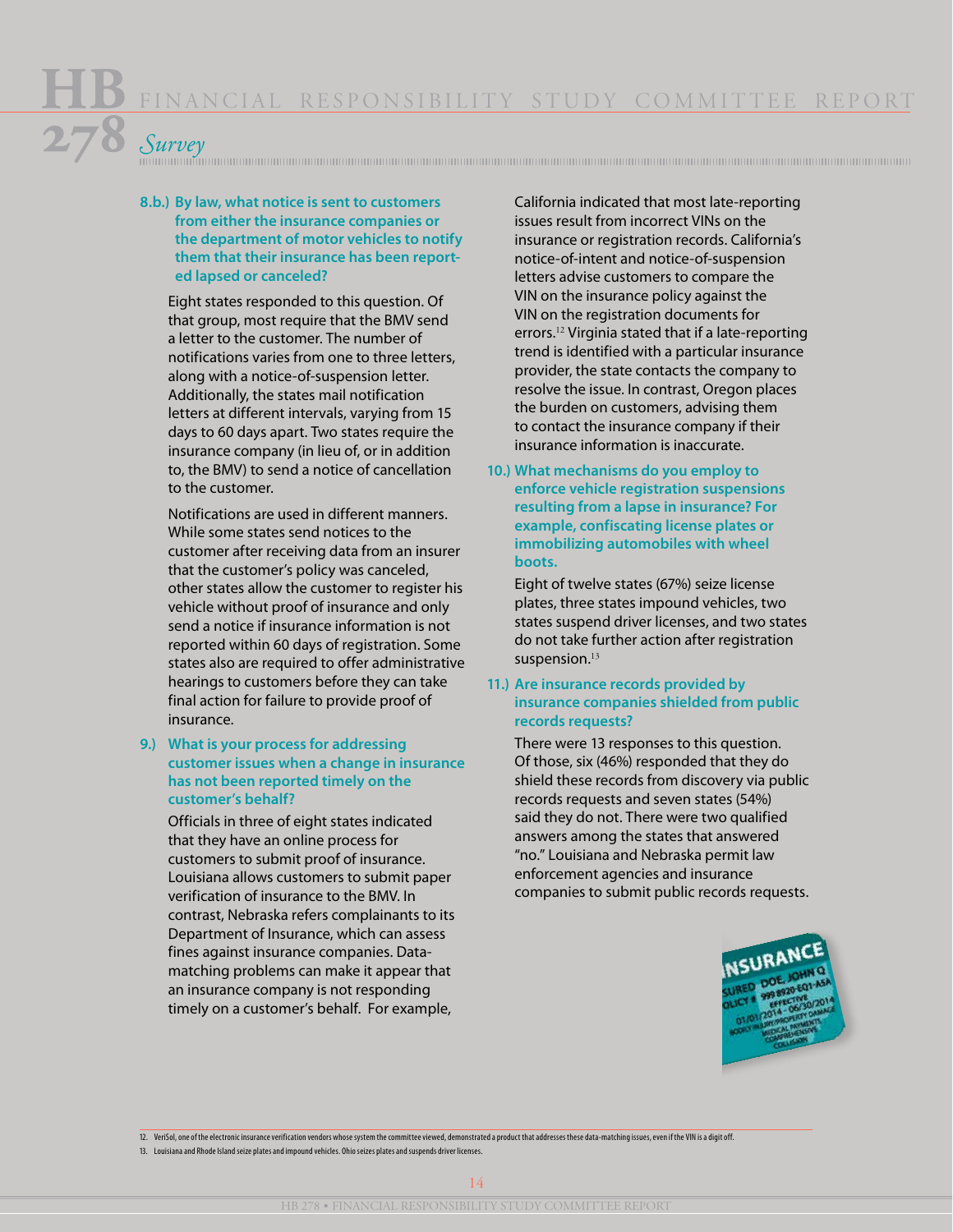## Survey

**8.b.) By law, what notice is sent to customers from either the insurance companies or the department of motor vehicles to notify them that their insurance has been reported lapsed or canceled?**

Eight states responded to this question. Of that group, most require that the BMV send a letter to the customer. The number of notifications varies from one to three letters, along with a notice-of-suspension letter. Additionally, the states mail notification letters at different intervals, varying from 15 days to 60 days apart. Two states require the insurance company (in lieu of, or in addition to, the BMV) to send a notice of cancellation to the customer.

Notifications are used in different manners. While some states send notices to the customer after receiving data from an insurer that the customer's policy was canceled, other states allow the customer to register his vehicle without proof of insurance and only send a notice if insurance information is not reported within 60 days of registration. Some states also are required to offer administrative hearings to customers before they can take final action for failure to provide proof of insurance.

**9.) What is your process for addressing customer issues when a change in insurance has not been reported timely on the customer's behalf?**

Officials in three of eight states indicated that they have an online process for customers to submit proof of insurance. Louisiana allows customers to submit paper verification of insurance to the BMV. In contrast, Nebraska refers complainants to its Department of Insurance, which can assess fines against insurance companies. Data-matching problems can make it appear that an insurance company is not responding timely on a customer's behalf. For example, California indicated that most late-reporting issues result from incorrect VINs on the insurance or registration records. California's notice-of-intent and notice-of-suspension letters advise customers to compare the VIN on the insurance policy against the VIN on the registration documents for errors.[12] Virginia stated that if a late-reporting trend is identified with a particular insurance provider, the state contacts the company to resolve the issue. In contrast, Oregon places the burden on customers, advising them to contact the insurance company if their insurance information is inaccurate.

**10.) What mechanisms do you employ to enforce vehicle registration suspensions resulting from a lapse in insurance? For example, confiscating license plates or immobilizing automobiles with wheel boots.**

Eight of twelve states (67%) seize license plates, three states impound vehicles, two states suspend driver licenses, and two states do not take further action after registration suspension.[13]

**11.) Are insurance records provided by insurance companies shielded from public records requests?**

There were 13 responses to this question. Of those, six (46%) responded that they do shield these records from discovery via public records requests and seven states (54%) said they do not. There were two qualified answers among the states that answered "no." Louisiana and Nebraska permit law enforcement agencies and insurance companies to submit public records requests.

---

12. VeriSol, one of the electronic insurance verification vendors whose system the committee viewed, demonstrated a product that addresses these data-matching issues, even if the VIN is a digit off.

13. Louisiana and Rhode Island seize plates and impound vehicles. Ohio seizes plates and suspends driver licenses.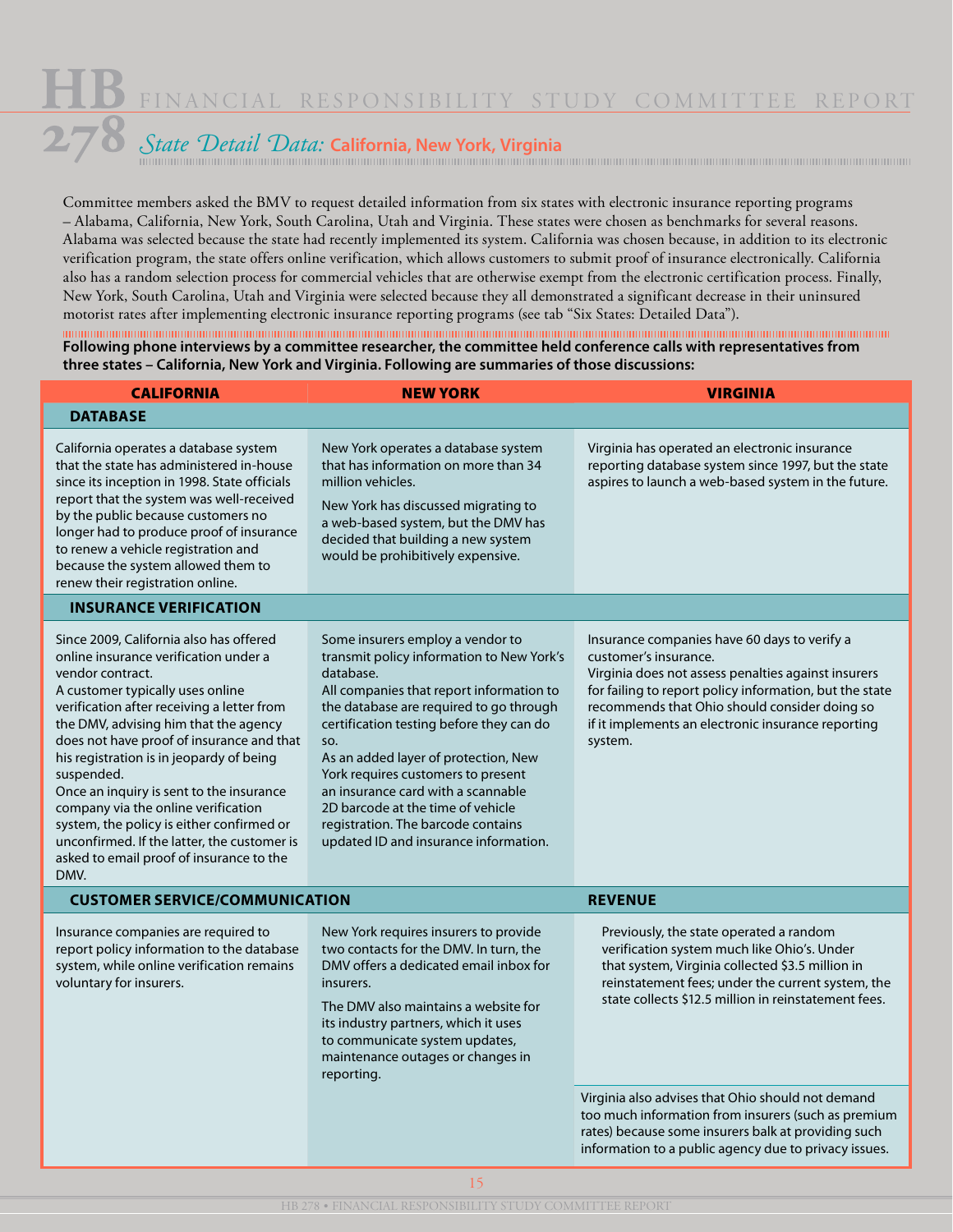## State Detail Data: California, New York, Virginia

Committee members asked the BMV to request detailed information from six states with electronic insurance reporting programs – Alabama, California, New York, South Carolina, Utah and Virginia. These states were chosen as benchmarks for several reasons. Alabama was selected because the state had recently implemented its system. California was chosen because, in addition to its electronic verification program, the state offers online verification, which allows customers to submit proof of insurance electronically. California also has a random selection process for commercial vehicles that are otherwise exempt from the electronic certification process. Finally, New York, South Carolina, Utah and Virginia were selected because they all demonstrated a significant decrease in their uninsured motorist rates after implementing electronic insurance reporting programs (see tab "Six States: Detailed Data").

**Following phone interviews by a committee researcher, the committee held conference calls with representatives from three states – California, New York and Virginia. Following are summaries of those discussions:**

| CALIFORNIA | NEW YORK | VIRGINIA |
|---|---|---|
| **DATABASE** | | |
| California operates a database system that the state has administered in-house since its inception in 1998. State officials report that the system was well-received by the public because customers no longer had to produce proof of insurance to renew a vehicle registration and because the system allowed them to renew their registration online. | New York operates a database system that has information on more than 34 million vehicles.<br><br>New York has discussed migrating to a web-based system, but the DMV has decided that building a new system would be prohibitively expensive. | Virginia has operated an electronic insurance reporting database system since 1997, but the state aspires to launch a web-based system in the future. |
| **INSURANCE VERIFICATION** | | |
| Since 2009, California also has offered online insurance verification under a vendor contract.<br>A customer typically uses online verification after receiving a letter from the DMV, advising him that the agency does not have proof of insurance and that his registration is in jeopardy of being suspended.<br>Once an inquiry is sent to the insurance company via the online verification system, the policy is either confirmed or unconfirmed. If the latter, the customer is asked to email proof of insurance to the DMV. | Some insurers employ a vendor to transmit policy information to New York's database.<br>All companies that report information to the database are required to go through certification testing before they can do so.<br>As an added layer of protection, New York requires customers to present an insurance card with a scannable 2D barcode at the time of vehicle registration. The barcode contains updated ID and insurance information. | Insurance companies have 60 days to verify a customer's insurance.<br>Virginia does not assess penalties against insurers for failing to report policy information, but the state recommends that Ohio should consider doing so if it implements an electronic insurance reporting system. |
| **CUSTOMER SERVICE/COMMUNICATION** | | **REVENUE** |
| Insurance companies are required to report policy information to the database system, while online verification remains voluntary for insurers. | New York requires insurers to provide two contacts for the DMV. In turn, the DMV offers a dedicated email inbox for insurers.<br><br>The DMV also maintains a website for its industry partners, which it uses to communicate system updates, maintenance outages or changes in reporting. | Previously, the state operated a random verification system much like Ohio's. Under that system, Virginia collected $3.5 million in reinstatement fees; under the current system, the state collects $12.5 million in reinstatement fees.<br><br>Virginia also advises that Ohio should not demand too much information from insurers (such as premium rates) because some insurers balk at providing such information to a public agency due to privacy issues. |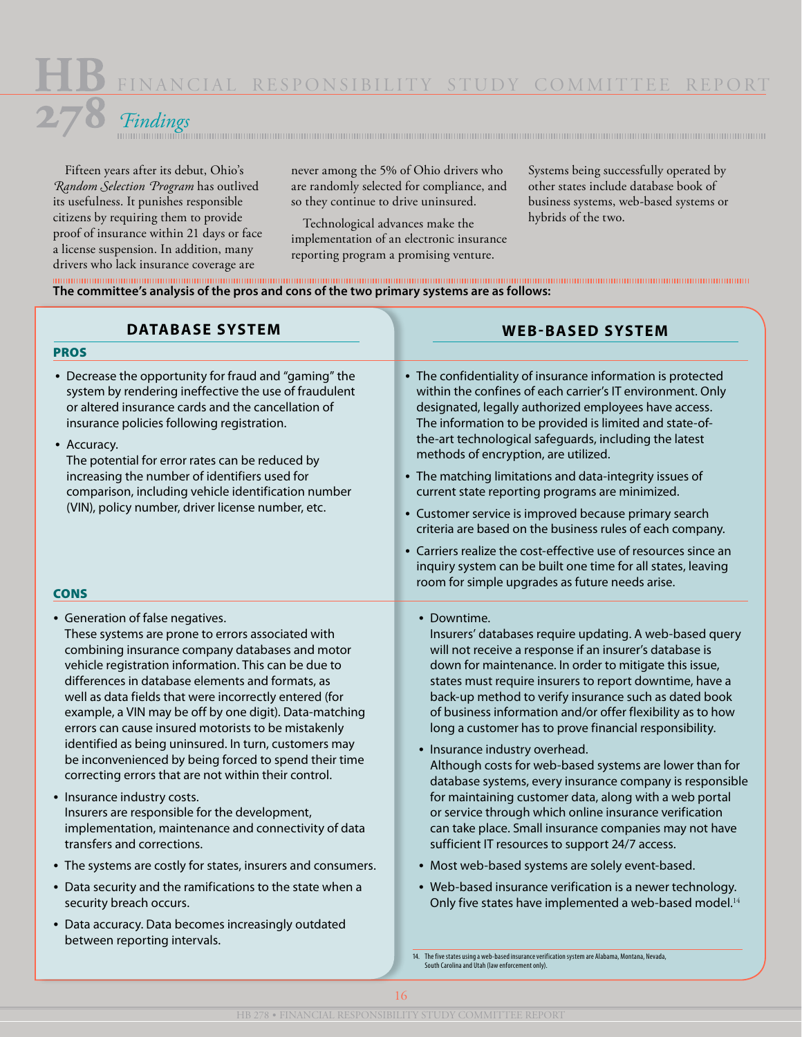## Findings

Fifteen years after its debut, Ohio's *Random Selection Program* has outlived its usefulness. It punishes responsible citizens by requiring them to provide proof of insurance within 21 days or face a license suspension. In addition, many drivers who lack insurance coverage are never among the 5% of Ohio drivers who are randomly selected for compliance, and so they continue to drive uninsured.

Technological advances make the implementation of an electronic insurance reporting program a promising venture.

Systems being successfully operated by other states include database book of business systems, web-based systems or hybrids of the two.

**The committee's analysis of the pros and cons of the two primary systems are as follows:**

### DATABASE SYSTEM

**PROS**

- Decrease the opportunity for fraud and "gaming" the system by rendering ineffective the use of fraudulent or altered insurance cards and the cancellation of insurance policies following registration.
- Accuracy.
  The potential for error rates can be reduced by increasing the number of identifiers used for comparison, including vehicle identification number (VIN), policy number, driver license number, etc.

**CONS**

- Generation of false negatives.
  These systems are prone to errors associated with combining insurance company databases and motor vehicle registration information. This can be due to differences in database elements and formats, as well as data fields that were incorrectly entered (for example, a VIN may be off by one digit). Data-matching errors can cause insured motorists to be mistakenly identified as being uninsured. In turn, customers may be inconvenienced by being forced to spend their time correcting errors that are not within their control.
- Insurance industry costs.
  Insurers are responsible for the development, implementation, maintenance and connectivity of data transfers and corrections.
- The systems are costly for states, insurers and consumers.
- Data security and the ramifications to the state when a security breach occurs.
- Data accuracy. Data becomes increasingly outdated between reporting intervals.

### WEB-BASED SYSTEM

**PROS**

- The confidentiality of insurance information is protected within the confines of each carrier's IT environment. Only designated, legally authorized employees have access. The information to be provided is limited and state-of-the-art technological safeguards, including the latest methods of encryption, are utilized.
- The matching limitations and data-integrity issues of current state reporting programs are minimized.
- Customer service is improved because primary search criteria are based on the business rules of each company.
- Carriers realize the cost-effective use of resources since an inquiry system can be built one time for all states, leaving room for simple upgrades as future needs arise.

**CONS**

- Downtime.
  Insurers' databases require updating. A web-based query will not receive a response if an insurer's database is down for maintenance. In order to mitigate this issue, states must require insurers to report downtime, have a back-up method to verify insurance such as dated book of business information and/or offer flexibility as to how long a customer has to prove financial responsibility.
- Insurance industry overhead.
  Although costs for web-based systems are lower than for database systems, every insurance company is responsible for maintaining customer data, along with a web portal or service through which online insurance verification can take place. Small insurance companies may not have sufficient IT resources to support 24/7 access.
- Most web-based systems are solely event-based.
- Web-based insurance verification is a newer technology. Only five states have implemented a web-based model.[14]

14. The five states using a web-based insurance verification system are Alabama, Montana, Nevada, South Carolina and Utah (law enforcement only).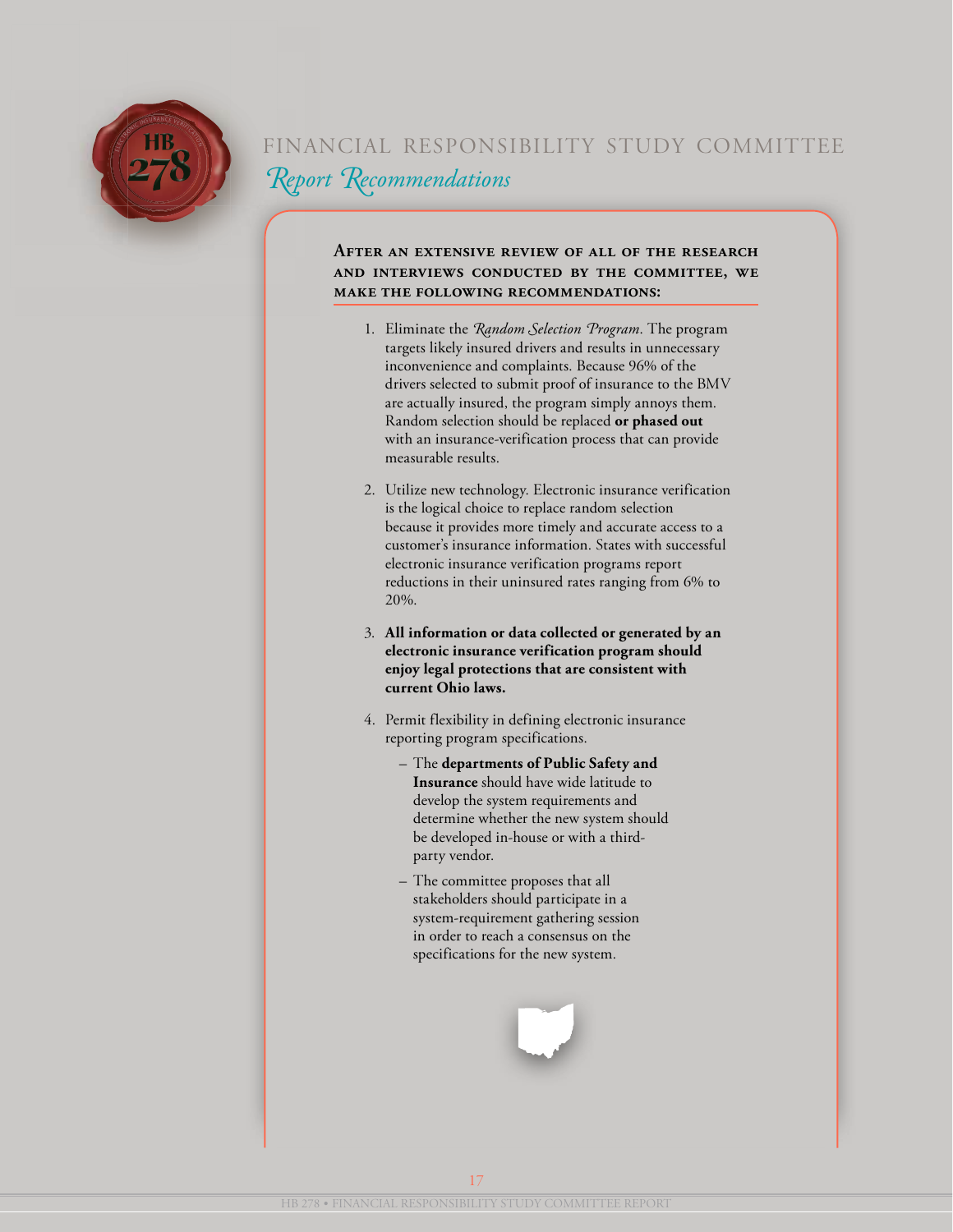# FINANCIAL RESPONSIBILITY STUDY COMMITTEE

## *Report Recommendations*

**After an extensive review of all of the research and interviews conducted by the committee, we make the following recommendations:**

1. Eliminate the *Random Selection Program*. The program targets likely insured drivers and results in unnecessary inconvenience and complaints. Because 96% of the drivers selected to submit proof of insurance to the BMV are actually insured, the program simply annoys them. Random selection should be replaced **or phased out** with an insurance-verification process that can provide measurable results.

2. Utilize new technology. Electronic insurance verification is the logical choice to replace random selection because it provides more timely and accurate access to a customer's insurance information. States with successful electronic insurance verification programs report reductions in their uninsured rates ranging from 6% to 20%.

3. **All information or data collected or generated by an electronic insurance verification program should enjoy legal protections that are consistent with current Ohio laws.**

4. Permit flexibility in defining electronic insurance reporting program specifications.
   - The **departments of Public Safety and Insurance** should have wide latitude to develop the system requirements and determine whether the new system should be developed in-house or with a third-party vendor.
   - The committee proposes that all stakeholders should participate in a system-requirement gathering session in order to reach a consensus on the specifications for the new system.